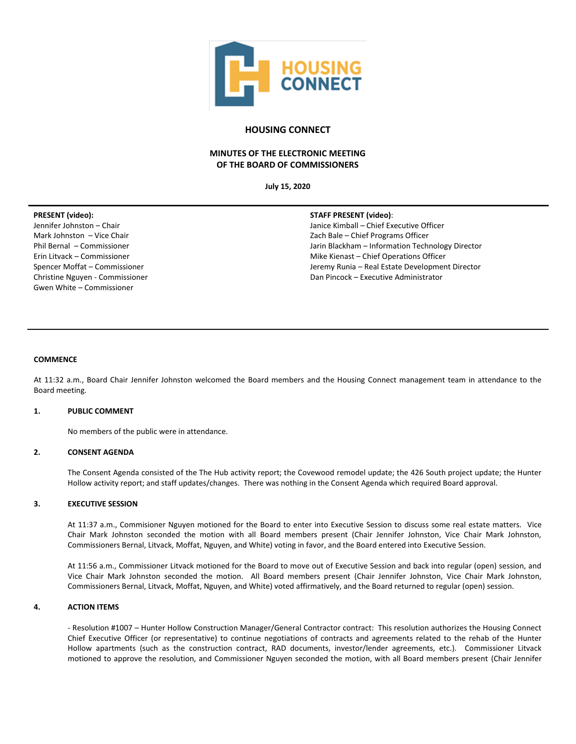# HOUSING CONNECT

## MINUTES OF THE ELECTRONIC MEETING OF THE BOARD OF COMMISSIONERS

**July 15, 2020**

**PRESENT (video):**
Jennifer Johnston – Chair
Mark Johnston – Vice Chair
Phil Bernal – Commissioner
Erin Litvack – Commissioner
Spencer Moffat – Commissioner
Christine Nguyen - Commissioner
Gwen White – Commissioner

**STAFF PRESENT (video):**
Janice Kimball – Chief Executive Officer
Zach Bale – Chief Programs Officer
Jarin Blackham – Information Technology Director
Mike Kienast – Chief Operations Officer
Jeremy Runia – Real Estate Development Director
Dan Pincock – Executive Administrator

**COMMENCE**

At 11:32 a.m., Board Chair Jennifer Johnston welcomed the Board members and the Housing Connect management team in attendance to the Board meeting.

**1. PUBLIC COMMENT**

No members of the public were in attendance.

**2. CONSENT AGENDA**

The Consent Agenda consisted of the The Hub activity report; the Covewood remodel update; the 426 South project update; the Hunter Hollow activity report; and staff updates/changes. There was nothing in the Consent Agenda which required Board approval.

**3. EXECUTIVE SESSION**

At 11:37 a.m., Commisioner Nguyen motioned for the Board to enter into Executive Session to discuss some real estate matters. Vice Chair Mark Johnston seconded the motion with all Board members present (Chair Jennifer Johnston, Vice Chair Mark Johnston, Commissioners Bernal, Litvack, Moffat, Nguyen, and White) voting in favor, and the Board entered into Executive Session.

At 11:56 a.m., Commissioner Litvack motioned for the Board to move out of Executive Session and back into regular (open) session, and Vice Chair Mark Johnston seconded the motion. All Board members present (Chair Jennifer Johnston, Vice Chair Mark Johnston, Commissioners Bernal, Litvack, Moffat, Nguyen, and White) voted affirmatively, and the Board returned to regular (open) session.

**4. ACTION ITEMS**

- Resolution #1007 – Hunter Hollow Construction Manager/General Contractor contract: This resolution authorizes the Housing Connect Chief Executive Officer (or representative) to continue negotiations of contracts and agreements related to the rehab of the Hunter Hollow apartments (such as the construction contract, RAD documents, investor/lender agreements, etc.). Commissioner Litvack motioned to approve the resolution, and Commissioner Nguyen seconded the motion, with all Board members present (Chair Jennifer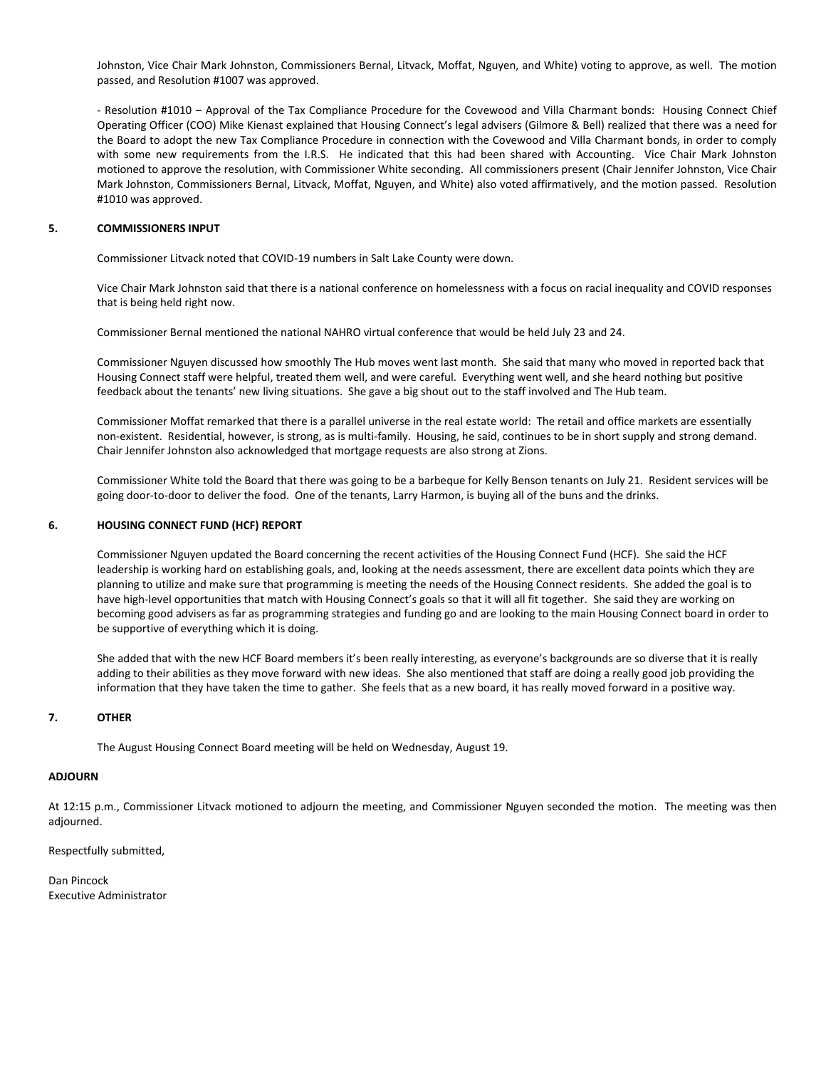Johnston, Vice Chair Mark Johnston, Commissioners Bernal, Litvack, Moffat, Nguyen, and White) voting to approve, as well. The motion passed, and Resolution #1007 was approved.

- Resolution #1010 – Approval of the Tax Compliance Procedure for the Covewood and Villa Charmant bonds: Housing Connect Chief Operating Officer (COO) Mike Kienast explained that Housing Connect's legal advisers (Gilmore & Bell) realized that there was a need for the Board to adopt the new Tax Compliance Procedure in connection with the Covewood and Villa Charmant bonds, in order to comply with some new requirements from the I.R.S. He indicated that this had been shared with Accounting. Vice Chair Mark Johnston motioned to approve the resolution, with Commissioner White seconding. All commissioners present (Chair Jennifer Johnston, Vice Chair Mark Johnston, Commissioners Bernal, Litvack, Moffat, Nguyen, and White) also voted affirmatively, and the motion passed. Resolution #1010 was approved.

## 5. COMMISSIONERS INPUT

Commissioner Litvack noted that COVID-19 numbers in Salt Lake County were down.

Vice Chair Mark Johnston said that there is a national conference on homelessness with a focus on racial inequality and COVID responses that is being held right now.

Commissioner Bernal mentioned the national NAHRO virtual conference that would be held July 23 and 24.

Commissioner Nguyen discussed how smoothly The Hub moves went last month. She said that many who moved in reported back that Housing Connect staff were helpful, treated them well, and were careful. Everything went well, and she heard nothing but positive feedback about the tenants' new living situations. She gave a big shout out to the staff involved and The Hub team.

Commissioner Moffat remarked that there is a parallel universe in the real estate world: The retail and office markets are essentially non-existent. Residential, however, is strong, as is multi-family. Housing, he said, continues to be in short supply and strong demand. Chair Jennifer Johnston also acknowledged that mortgage requests are also strong at Zions.

Commissioner White told the Board that there was going to be a barbeque for Kelly Benson tenants on July 21. Resident services will be going door-to-door to deliver the food. One of the tenants, Larry Harmon, is buying all of the buns and the drinks.

## 6. HOUSING CONNECT FUND (HCF) REPORT

Commissioner Nguyen updated the Board concerning the recent activities of the Housing Connect Fund (HCF). She said the HCF leadership is working hard on establishing goals, and, looking at the needs assessment, there are excellent data points which they are planning to utilize and make sure that programming is meeting the needs of the Housing Connect residents. She added the goal is to have high-level opportunities that match with Housing Connect's goals so that it will all fit together. She said they are working on becoming good advisers as far as programming strategies and funding go and are looking to the main Housing Connect board in order to be supportive of everything which it is doing.

She added that with the new HCF Board members it's been really interesting, as everyone's backgrounds are so diverse that it is really adding to their abilities as they move forward with new ideas. She also mentioned that staff are doing a really good job providing the information that they have taken the time to gather. She feels that as a new board, it has really moved forward in a positive way.

## 7. OTHER

The August Housing Connect Board meeting will be held on Wednesday, August 19.

## ADJOURN

At 12:15 p.m., Commissioner Litvack motioned to adjourn the meeting, and Commissioner Nguyen seconded the motion. The meeting was then adjourned.

Respectfully submitted,

Dan Pincock
Executive Administrator